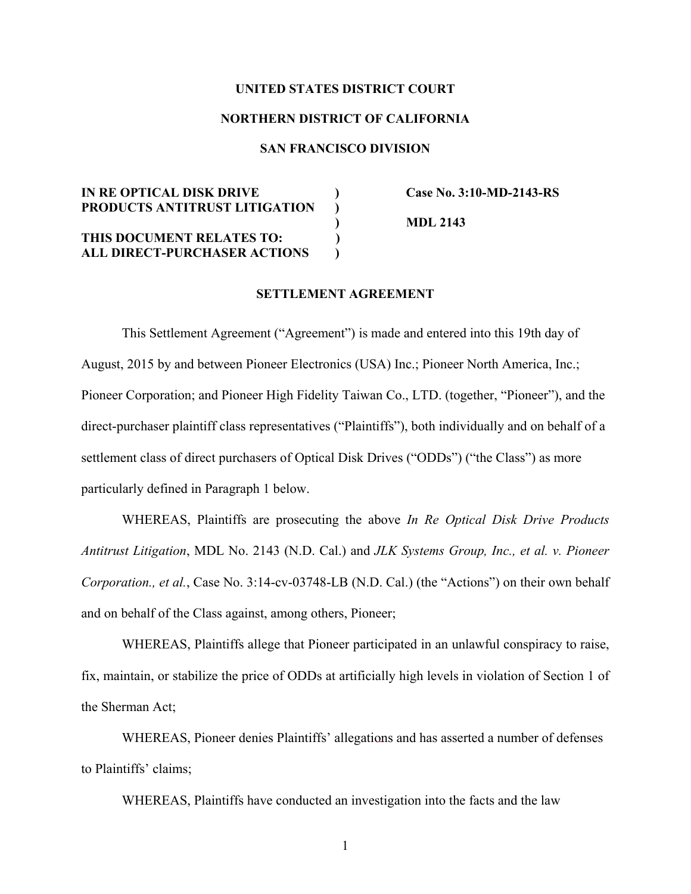**UNITED STATES DISTRICT COURT**

**NORTHERN DISTRICT OF CALIFORNIA**

**SAN FRANCISCO DIVISION**

| | | |
|---|---|---|
| **IN RE OPTICAL DISK DRIVE PRODUCTS ANTITRUST LITIGATION** | ) | **Case No. 3:10-MD-2143-RS** |
| | ) | **MDL 2143** |
| **THIS DOCUMENT RELATES TO: ALL DIRECT-PURCHASER ACTIONS** | ) | |

**SETTLEMENT AGREEMENT**

This Settlement Agreement ("Agreement") is made and entered into this 19th day of August, 2015 by and between Pioneer Electronics (USA) Inc.; Pioneer North America, Inc.; Pioneer Corporation; and Pioneer High Fidelity Taiwan Co., LTD. (together, "Pioneer"), and the direct-purchaser plaintiff class representatives ("Plaintiffs"), both individually and on behalf of a settlement class of direct purchasers of Optical Disk Drives ("ODDs") ("the Class") as more particularly defined in Paragraph 1 below.

WHEREAS, Plaintiffs are prosecuting the above *In Re Optical Disk Drive Products Antitrust Litigation*, MDL No. 2143 (N.D. Cal.) and *JLK Systems Group, Inc., et al. v. Pioneer Corporation., et al.*, Case No. 3:14-cv-03748-LB (N.D. Cal.) (the "Actions") on their own behalf and on behalf of the Class against, among others, Pioneer;

WHEREAS, Plaintiffs allege that Pioneer participated in an unlawful conspiracy to raise, fix, maintain, or stabilize the price of ODDs at artificially high levels in violation of Section 1 of the Sherman Act;

WHEREAS, Pioneer denies Plaintiffs' allegations and has asserted a number of defenses to Plaintiffs' claims;

WHEREAS, Plaintiffs have conducted an investigation into the facts and the law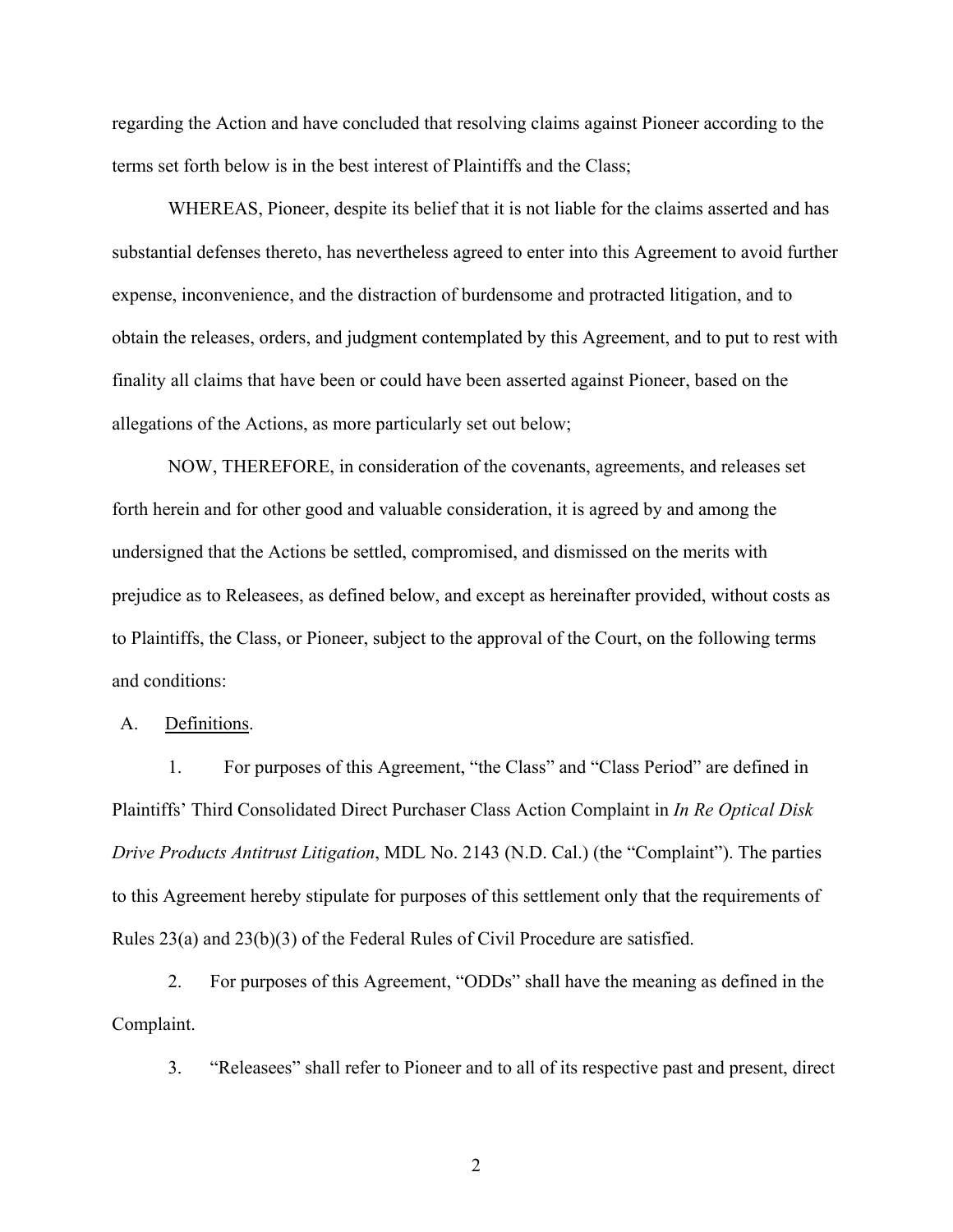regarding the Action and have concluded that resolving claims against Pioneer according to the terms set forth below is in the best interest of Plaintiffs and the Class;

WHEREAS, Pioneer, despite its belief that it is not liable for the claims asserted and has substantial defenses thereto, has nevertheless agreed to enter into this Agreement to avoid further expense, inconvenience, and the distraction of burdensome and protracted litigation, and to obtain the releases, orders, and judgment contemplated by this Agreement, and to put to rest with finality all claims that have been or could have been asserted against Pioneer, based on the allegations of the Actions, as more particularly set out below;

NOW, THEREFORE, in consideration of the covenants, agreements, and releases set forth herein and for other good and valuable consideration, it is agreed by and among the undersigned that the Actions be settled, compromised, and dismissed on the merits with prejudice as to Releasees, as defined below, and except as hereinafter provided, without costs as to Plaintiffs, the Class, or Pioneer, subject to the approval of the Court, on the following terms and conditions:

A. Definitions.

1. For purposes of this Agreement, "the Class" and "Class Period" are defined in Plaintiffs' Third Consolidated Direct Purchaser Class Action Complaint in *In Re Optical Disk Drive Products Antitrust Litigation*, MDL No. 2143 (N.D. Cal.) (the "Complaint"). The parties to this Agreement hereby stipulate for purposes of this settlement only that the requirements of Rules 23(a) and 23(b)(3) of the Federal Rules of Civil Procedure are satisfied.

2. For purposes of this Agreement, "ODDs" shall have the meaning as defined in the Complaint.

3. "Releasees" shall refer to Pioneer and to all of its respective past and present, direct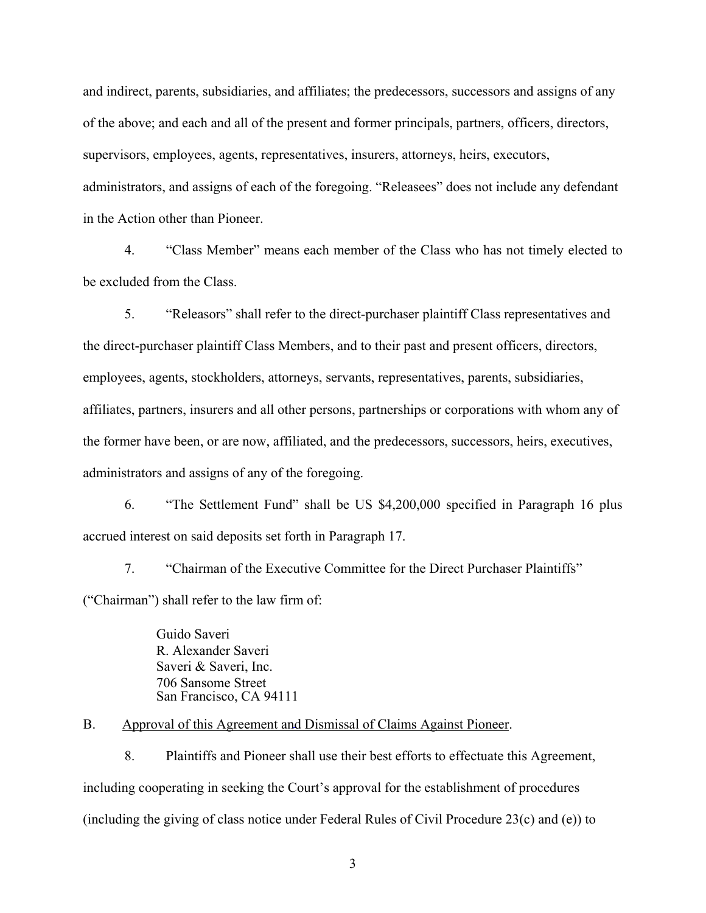and indirect, parents, subsidiaries, and affiliates; the predecessors, successors and assigns of any of the above; and each and all of the present and former principals, partners, officers, directors, supervisors, employees, agents, representatives, insurers, attorneys, heirs, executors, administrators, and assigns of each of the foregoing. "Releasees" does not include any defendant in the Action other than Pioneer.

4. "Class Member" means each member of the Class who has not timely elected to be excluded from the Class.

5. "Releasors" shall refer to the direct-purchaser plaintiff Class representatives and the direct-purchaser plaintiff Class Members, and to their past and present officers, directors, employees, agents, stockholders, attorneys, servants, representatives, parents, subsidiaries, affiliates, partners, insurers and all other persons, partnerships or corporations with whom any of the former have been, or are now, affiliated, and the predecessors, successors, heirs, executives, administrators and assigns of any of the foregoing.

6. "The Settlement Fund" shall be US $4,200,000 specified in Paragraph 16 plus accrued interest on said deposits set forth in Paragraph 17.

7. "Chairman of the Executive Committee for the Direct Purchaser Plaintiffs" ("Chairman") shall refer to the law firm of:

> Guido Saveri
> R. Alexander Saveri
> Saveri & Saveri, Inc.
> 706 Sansome Street
> San Francisco, CA 94111

B. <u>Approval of this Agreement and Dismissal of Claims Against Pioneer</u>.

8. Plaintiffs and Pioneer shall use their best efforts to effectuate this Agreement, including cooperating in seeking the Court's approval for the establishment of procedures (including the giving of class notice under Federal Rules of Civil Procedure 23(c) and (e)) to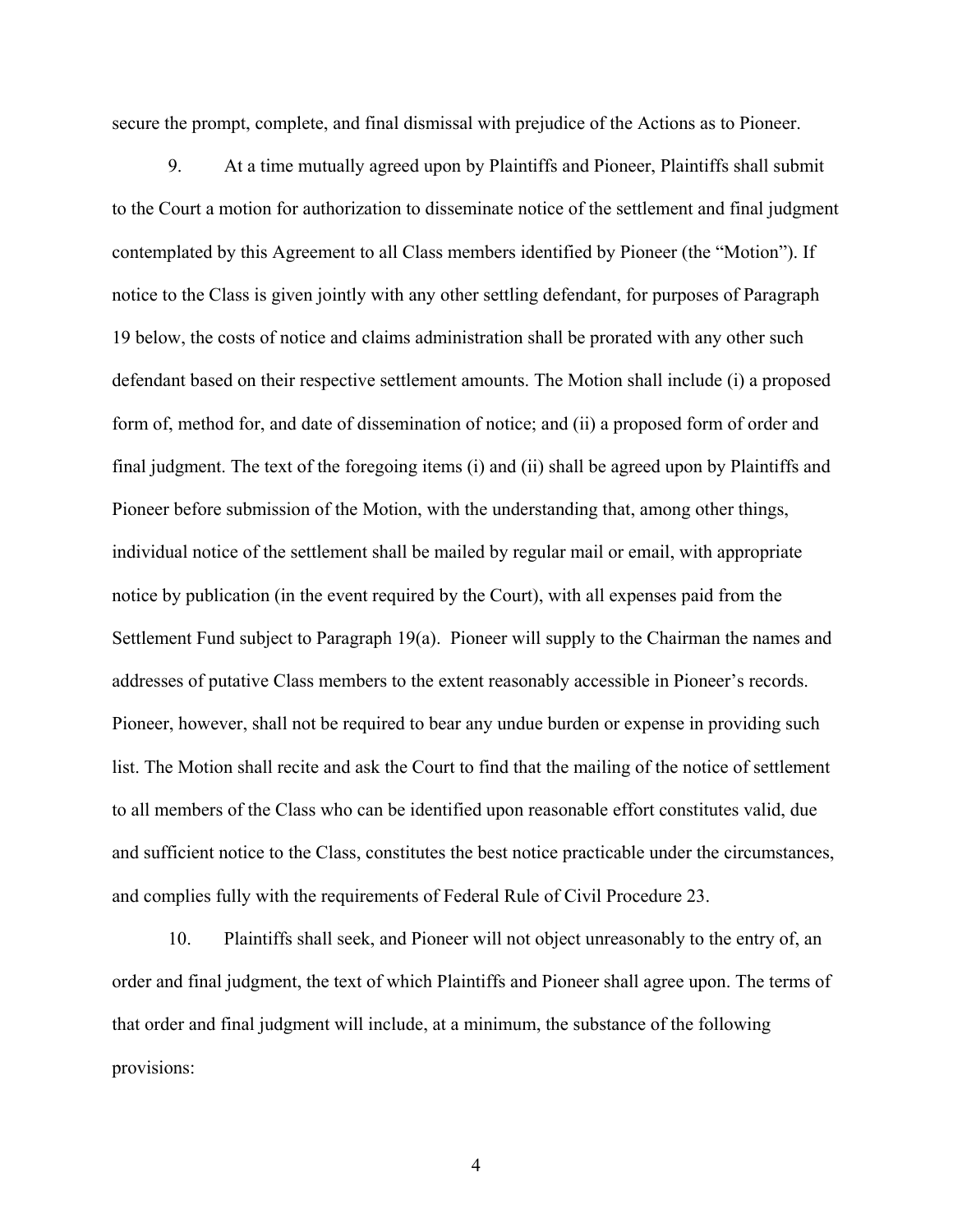secure the prompt, complete, and final dismissal with prejudice of the Actions as to Pioneer.

9. At a time mutually agreed upon by Plaintiffs and Pioneer, Plaintiffs shall submit to the Court a motion for authorization to disseminate notice of the settlement and final judgment contemplated by this Agreement to all Class members identified by Pioneer (the "Motion"). If notice to the Class is given jointly with any other settling defendant, for purposes of Paragraph 19 below, the costs of notice and claims administration shall be prorated with any other such defendant based on their respective settlement amounts. The Motion shall include (i) a proposed form of, method for, and date of dissemination of notice; and (ii) a proposed form of order and final judgment. The text of the foregoing items (i) and (ii) shall be agreed upon by Plaintiffs and Pioneer before submission of the Motion, with the understanding that, among other things, individual notice of the settlement shall be mailed by regular mail or email, with appropriate notice by publication (in the event required by the Court), with all expenses paid from the Settlement Fund subject to Paragraph 19(a). Pioneer will supply to the Chairman the names and addresses of putative Class members to the extent reasonably accessible in Pioneer's records. Pioneer, however, shall not be required to bear any undue burden or expense in providing such list. The Motion shall recite and ask the Court to find that the mailing of the notice of settlement to all members of the Class who can be identified upon reasonable effort constitutes valid, due and sufficient notice to the Class, constitutes the best notice practicable under the circumstances, and complies fully with the requirements of Federal Rule of Civil Procedure 23.

10. Plaintiffs shall seek, and Pioneer will not object unreasonably to the entry of, an order and final judgment, the text of which Plaintiffs and Pioneer shall agree upon. The terms of that order and final judgment will include, at a minimum, the substance of the following provisions: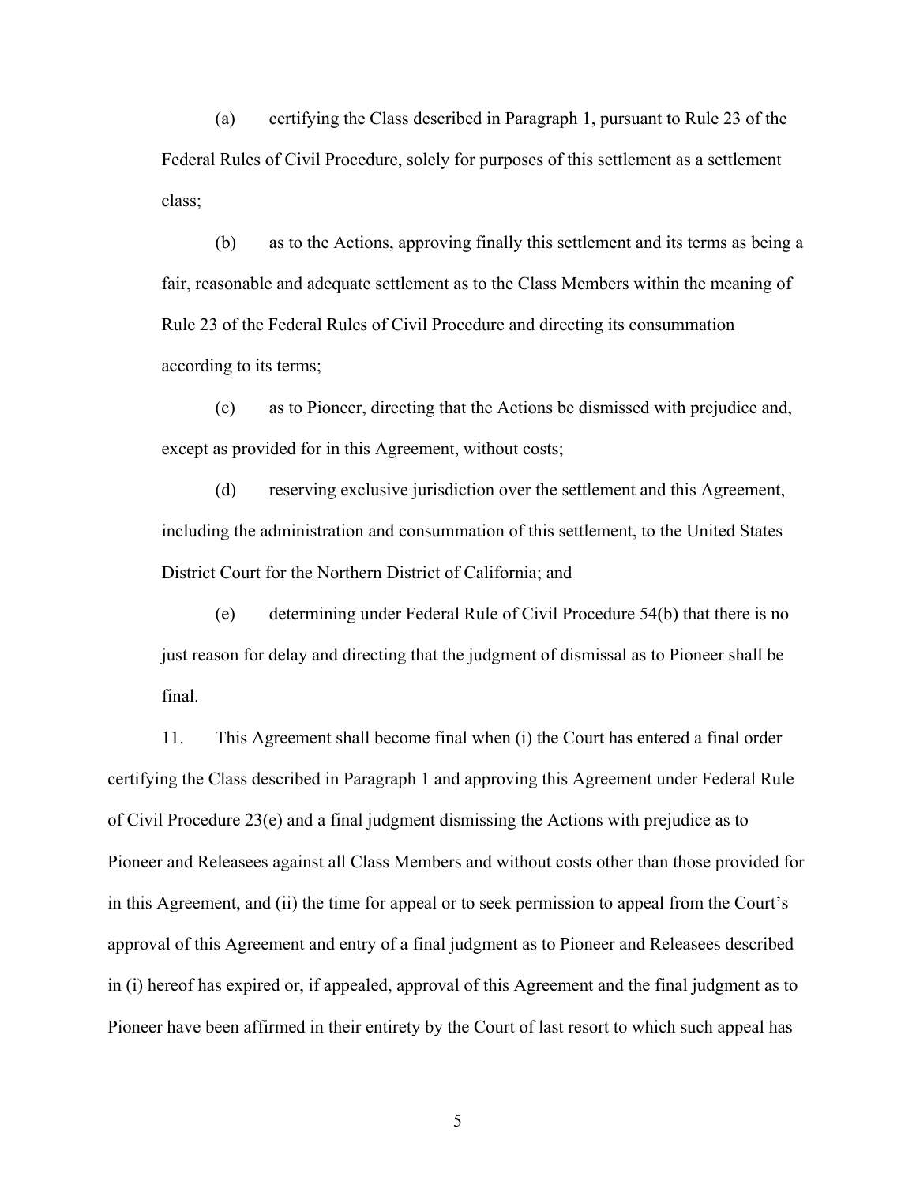(a) certifying the Class described in Paragraph 1, pursuant to Rule 23 of the Federal Rules of Civil Procedure, solely for purposes of this settlement as a settlement class;

(b) as to the Actions, approving finally this settlement and its terms as being a fair, reasonable and adequate settlement as to the Class Members within the meaning of Rule 23 of the Federal Rules of Civil Procedure and directing its consummation according to its terms;

(c) as to Pioneer, directing that the Actions be dismissed with prejudice and, except as provided for in this Agreement, without costs;

(d) reserving exclusive jurisdiction over the settlement and this Agreement, including the administration and consummation of this settlement, to the United States District Court for the Northern District of California; and

(e) determining under Federal Rule of Civil Procedure 54(b) that there is no just reason for delay and directing that the judgment of dismissal as to Pioneer shall be final.

11. This Agreement shall become final when (i) the Court has entered a final order certifying the Class described in Paragraph 1 and approving this Agreement under Federal Rule of Civil Procedure 23(e) and a final judgment dismissing the Actions with prejudice as to Pioneer and Releasees against all Class Members and without costs other than those provided for in this Agreement, and (ii) the time for appeal or to seek permission to appeal from the Court's approval of this Agreement and entry of a final judgment as to Pioneer and Releasees described in (i) hereof has expired or, if appealed, approval of this Agreement and the final judgment as to Pioneer have been affirmed in their entirety by the Court of last resort to which such appeal has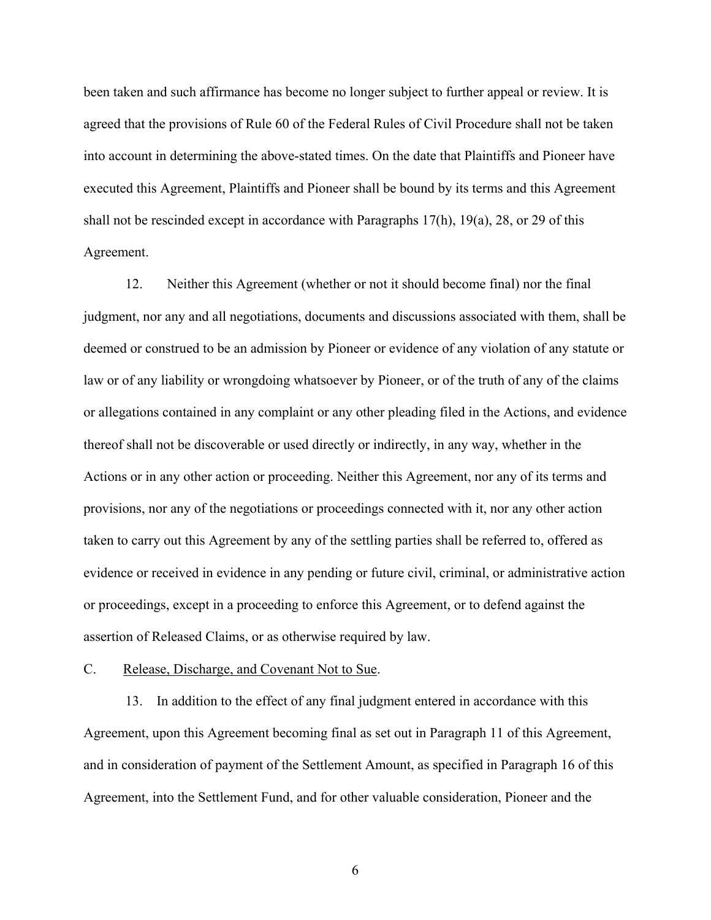been taken and such affirmance has become no longer subject to further appeal or review. It is agreed that the provisions of Rule 60 of the Federal Rules of Civil Procedure shall not be taken into account in determining the above-stated times. On the date that Plaintiffs and Pioneer have executed this Agreement, Plaintiffs and Pioneer shall be bound by its terms and this Agreement shall not be rescinded except in accordance with Paragraphs 17(h), 19(a), 28, or 29 of this Agreement.

12. Neither this Agreement (whether or not it should become final) nor the final judgment, nor any and all negotiations, documents and discussions associated with them, shall be deemed or construed to be an admission by Pioneer or evidence of any violation of any statute or law or of any liability or wrongdoing whatsoever by Pioneer, or of the truth of any of the claims or allegations contained in any complaint or any other pleading filed in the Actions, and evidence thereof shall not be discoverable or used directly or indirectly, in any way, whether in the Actions or in any other action or proceeding. Neither this Agreement, nor any of its terms and provisions, nor any of the negotiations or proceedings connected with it, nor any other action taken to carry out this Agreement by any of the settling parties shall be referred to, offered as evidence or received in evidence in any pending or future civil, criminal, or administrative action or proceedings, except in a proceeding to enforce this Agreement, or to defend against the assertion of Released Claims, or as otherwise required by law.

C. Release, Discharge, and Covenant Not to Sue.

13. In addition to the effect of any final judgment entered in accordance with this Agreement, upon this Agreement becoming final as set out in Paragraph 11 of this Agreement, and in consideration of payment of the Settlement Amount, as specified in Paragraph 16 of this Agreement, into the Settlement Fund, and for other valuable consideration, Pioneer and the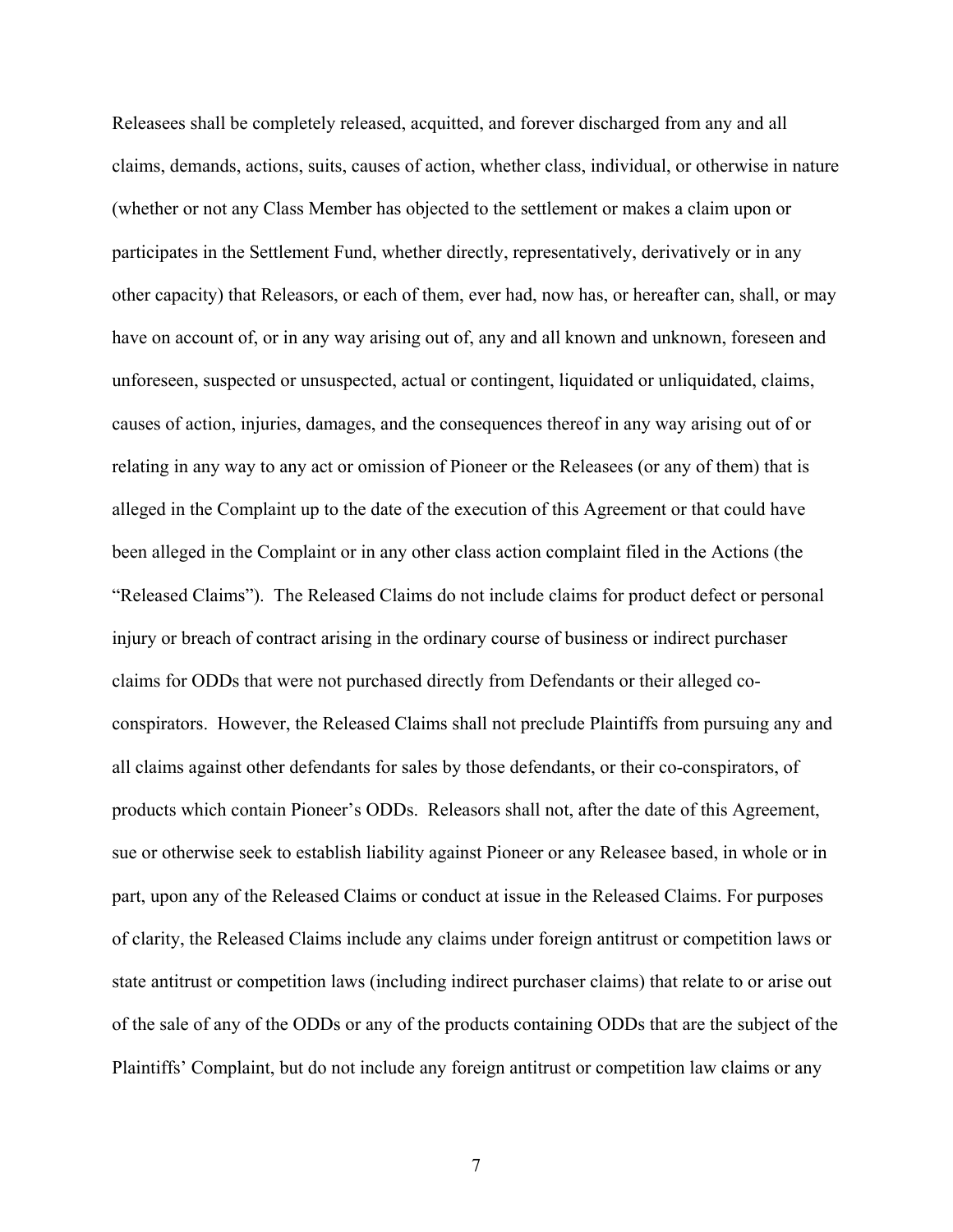Releasees shall be completely released, acquitted, and forever discharged from any and all claims, demands, actions, suits, causes of action, whether class, individual, or otherwise in nature (whether or not any Class Member has objected to the settlement or makes a claim upon or participates in the Settlement Fund, whether directly, representatively, derivatively or in any other capacity) that Releasors, or each of them, ever had, now has, or hereafter can, shall, or may have on account of, or in any way arising out of, any and all known and unknown, foreseen and unforeseen, suspected or unsuspected, actual or contingent, liquidated or unliquidated, claims, causes of action, injuries, damages, and the consequences thereof in any way arising out of or relating in any way to any act or omission of Pioneer or the Releasees (or any of them) that is alleged in the Complaint up to the date of the execution of this Agreement or that could have been alleged in the Complaint or in any other class action complaint filed in the Actions (the "Released Claims"). The Released Claims do not include claims for product defect or personal injury or breach of contract arising in the ordinary course of business or indirect purchaser claims for ODDs that were not purchased directly from Defendants or their alleged co-conspirators. However, the Released Claims shall not preclude Plaintiffs from pursuing any and all claims against other defendants for sales by those defendants, or their co-conspirators, of products which contain Pioneer's ODDs. Releasors shall not, after the date of this Agreement, sue or otherwise seek to establish liability against Pioneer or any Releasee based, in whole or in part, upon any of the Released Claims or conduct at issue in the Released Claims. For purposes of clarity, the Released Claims include any claims under foreign antitrust or competition laws or state antitrust or competition laws (including indirect purchaser claims) that relate to or arise out of the sale of any of the ODDs or any of the products containing ODDs that are the subject of the Plaintiffs' Complaint, but do not include any foreign antitrust or competition law claims or any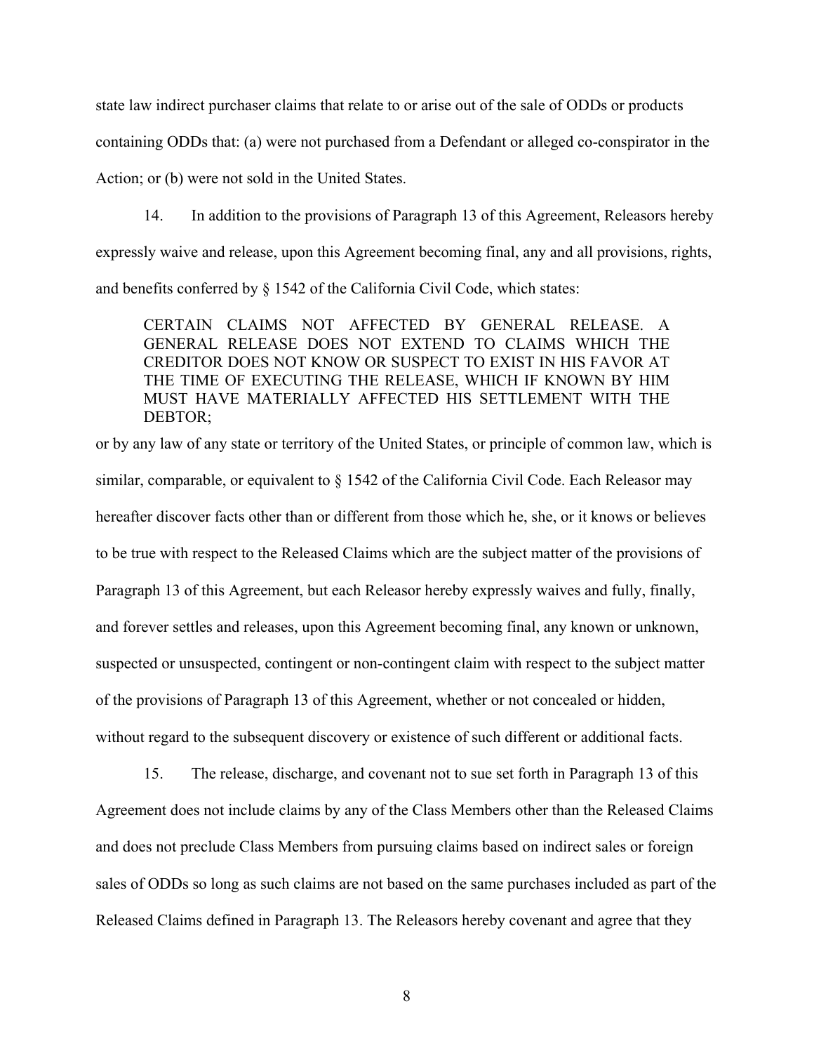state law indirect purchaser claims that relate to or arise out of the sale of ODDs or products containing ODDs that: (a) were not purchased from a Defendant or alleged co-conspirator in the Action; or (b) were not sold in the United States.

14. In addition to the provisions of Paragraph 13 of this Agreement, Releasors hereby expressly waive and release, upon this Agreement becoming final, any and all provisions, rights, and benefits conferred by § 1542 of the California Civil Code, which states:

> CERTAIN CLAIMS NOT AFFECTED BY GENERAL RELEASE. A GENERAL RELEASE DOES NOT EXTEND TO CLAIMS WHICH THE CREDITOR DOES NOT KNOW OR SUSPECT TO EXIST IN HIS FAVOR AT THE TIME OF EXECUTING THE RELEASE, WHICH IF KNOWN BY HIM MUST HAVE MATERIALLY AFFECTED HIS SETTLEMENT WITH THE DEBTOR;

or by any law of any state or territory of the United States, or principle of common law, which is similar, comparable, or equivalent to § 1542 of the California Civil Code. Each Releasor may hereafter discover facts other than or different from those which he, she, or it knows or believes to be true with respect to the Released Claims which are the subject matter of the provisions of Paragraph 13 of this Agreement, but each Releasor hereby expressly waives and fully, finally, and forever settles and releases, upon this Agreement becoming final, any known or unknown, suspected or unsuspected, contingent or non-contingent claim with respect to the subject matter of the provisions of Paragraph 13 of this Agreement, whether or not concealed or hidden, without regard to the subsequent discovery or existence of such different or additional facts.

15. The release, discharge, and covenant not to sue set forth in Paragraph 13 of this Agreement does not include claims by any of the Class Members other than the Released Claims and does not preclude Class Members from pursuing claims based on indirect sales or foreign sales of ODDs so long as such claims are not based on the same purchases included as part of the Released Claims defined in Paragraph 13. The Releasors hereby covenant and agree that they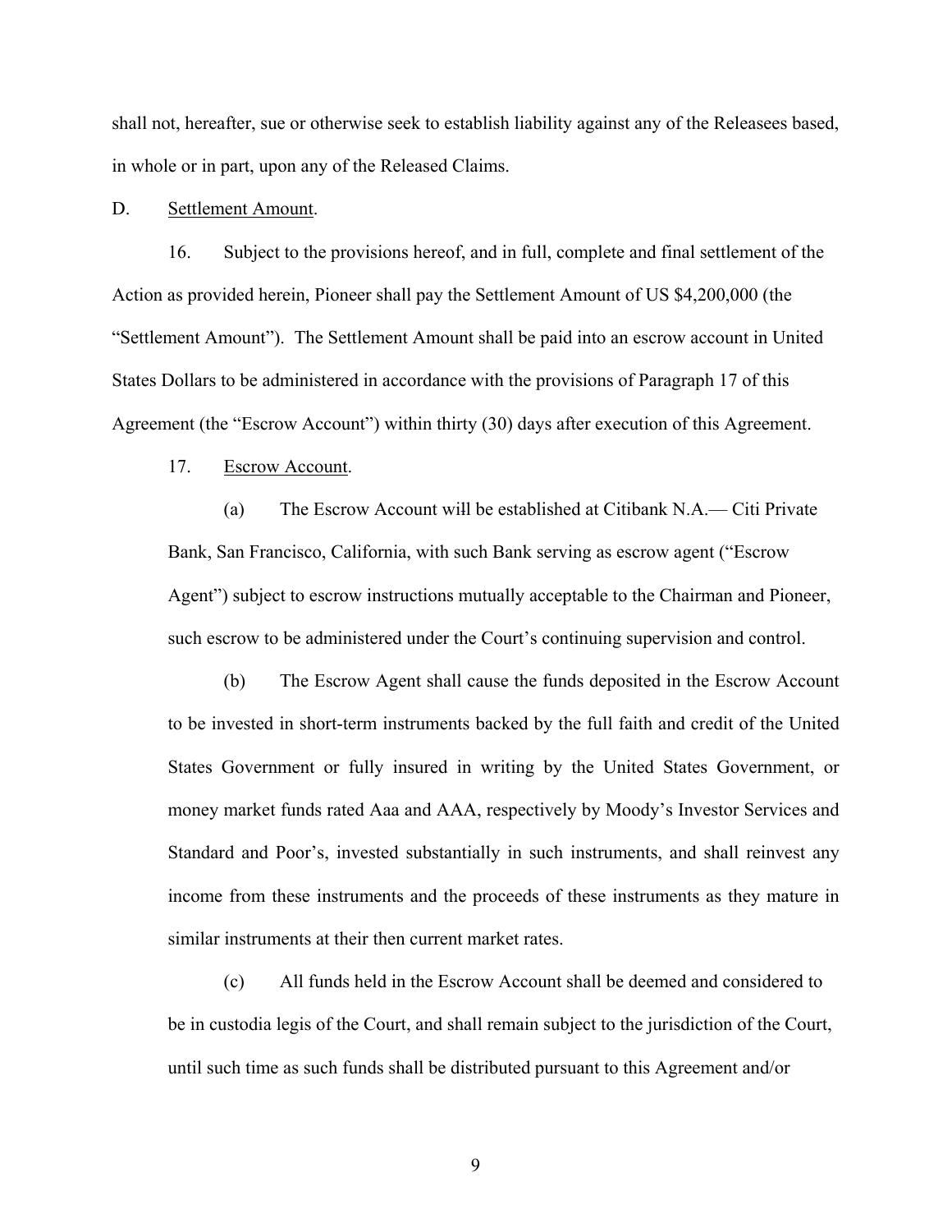shall not, hereafter, sue or otherwise seek to establish liability against any of the Releasees based, in whole or in part, upon any of the Released Claims.

D. Settlement Amount.

16. Subject to the provisions hereof, and in full, complete and final settlement of the Action as provided herein, Pioneer shall pay the Settlement Amount of US $4,200,000 (the "Settlement Amount"). The Settlement Amount shall be paid into an escrow account in United States Dollars to be administered in accordance with the provisions of Paragraph 17 of this Agreement (the "Escrow Account") within thirty (30) days after execution of this Agreement.

17. Escrow Account.

(a) The Escrow Account will be established at Citibank N.A.— Citi Private Bank, San Francisco, California, with such Bank serving as escrow agent ("Escrow Agent") subject to escrow instructions mutually acceptable to the Chairman and Pioneer, such escrow to be administered under the Court's continuing supervision and control.

(b) The Escrow Agent shall cause the funds deposited in the Escrow Account to be invested in short-term instruments backed by the full faith and credit of the United States Government or fully insured in writing by the United States Government, or money market funds rated Aaa and AAA, respectively by Moody's Investor Services and Standard and Poor's, invested substantially in such instruments, and shall reinvest any income from these instruments and the proceeds of these instruments as they mature in similar instruments at their then current market rates.

(c) All funds held in the Escrow Account shall be deemed and considered to be in custodia legis of the Court, and shall remain subject to the jurisdiction of the Court, until such time as such funds shall be distributed pursuant to this Agreement and/or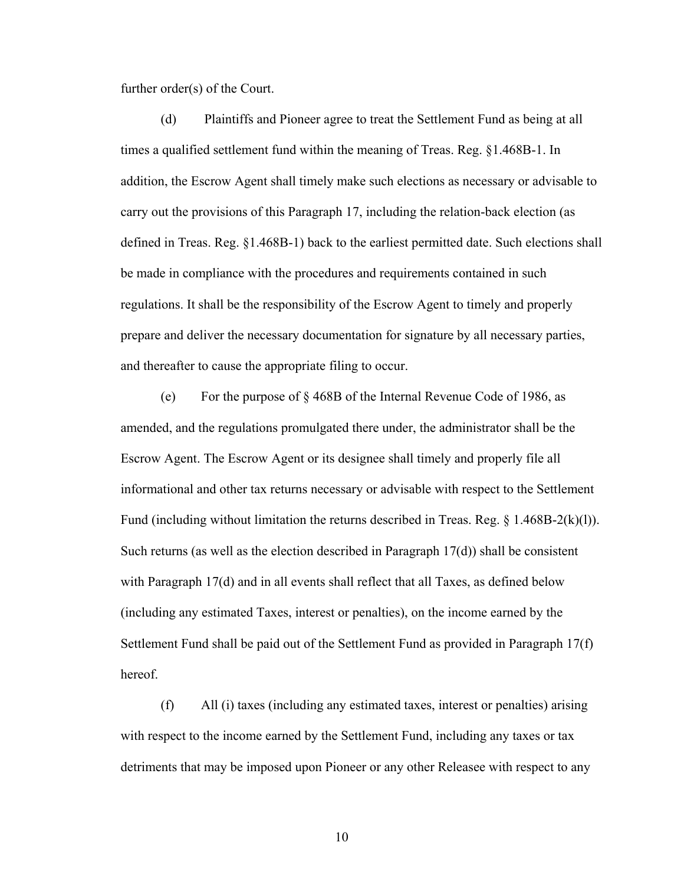further order(s) of the Court.

(d) Plaintiffs and Pioneer agree to treat the Settlement Fund as being at all times a qualified settlement fund within the meaning of Treas. Reg. §1.468B-1. In addition, the Escrow Agent shall timely make such elections as necessary or advisable to carry out the provisions of this Paragraph 17, including the relation-back election (as defined in Treas. Reg. §1.468B-1) back to the earliest permitted date. Such elections shall be made in compliance with the procedures and requirements contained in such regulations. It shall be the responsibility of the Escrow Agent to timely and properly prepare and deliver the necessary documentation for signature by all necessary parties, and thereafter to cause the appropriate filing to occur.

(e) For the purpose of § 468B of the Internal Revenue Code of 1986, as amended, and the regulations promulgated there under, the administrator shall be the Escrow Agent. The Escrow Agent or its designee shall timely and properly file all informational and other tax returns necessary or advisable with respect to the Settlement Fund (including without limitation the returns described in Treas. Reg. § 1.468B-2(k)(l)). Such returns (as well as the election described in Paragraph 17(d)) shall be consistent with Paragraph 17(d) and in all events shall reflect that all Taxes, as defined below (including any estimated Taxes, interest or penalties), on the income earned by the Settlement Fund shall be paid out of the Settlement Fund as provided in Paragraph 17(f) hereof.

(f) All (i) taxes (including any estimated taxes, interest or penalties) arising with respect to the income earned by the Settlement Fund, including any taxes or tax detriments that may be imposed upon Pioneer or any other Releasee with respect to any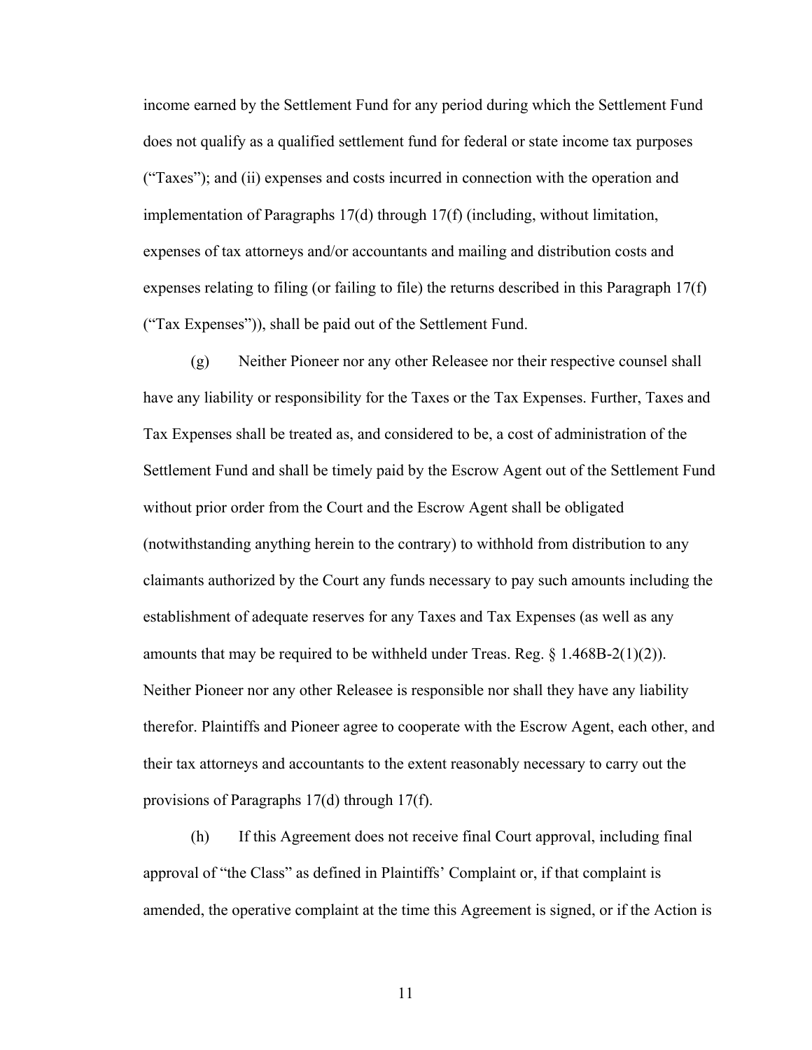income earned by the Settlement Fund for any period during which the Settlement Fund does not qualify as a qualified settlement fund for federal or state income tax purposes ("Taxes"); and (ii) expenses and costs incurred in connection with the operation and implementation of Paragraphs 17(d) through 17(f) (including, without limitation, expenses of tax attorneys and/or accountants and mailing and distribution costs and expenses relating to filing (or failing to file) the returns described in this Paragraph 17(f) ("Tax Expenses")), shall be paid out of the Settlement Fund.

(g) Neither Pioneer nor any other Releasee nor their respective counsel shall have any liability or responsibility for the Taxes or the Tax Expenses. Further, Taxes and Tax Expenses shall be treated as, and considered to be, a cost of administration of the Settlement Fund and shall be timely paid by the Escrow Agent out of the Settlement Fund without prior order from the Court and the Escrow Agent shall be obligated (notwithstanding anything herein to the contrary) to withhold from distribution to any claimants authorized by the Court any funds necessary to pay such amounts including the establishment of adequate reserves for any Taxes and Tax Expenses (as well as any amounts that may be required to be withheld under Treas. Reg. § 1.468B-2(1)(2)). Neither Pioneer nor any other Releasee is responsible nor shall they have any liability therefor. Plaintiffs and Pioneer agree to cooperate with the Escrow Agent, each other, and their tax attorneys and accountants to the extent reasonably necessary to carry out the provisions of Paragraphs 17(d) through 17(f).

(h) If this Agreement does not receive final Court approval, including final approval of "the Class" as defined in Plaintiffs' Complaint or, if that complaint is amended, the operative complaint at the time this Agreement is signed, or if the Action is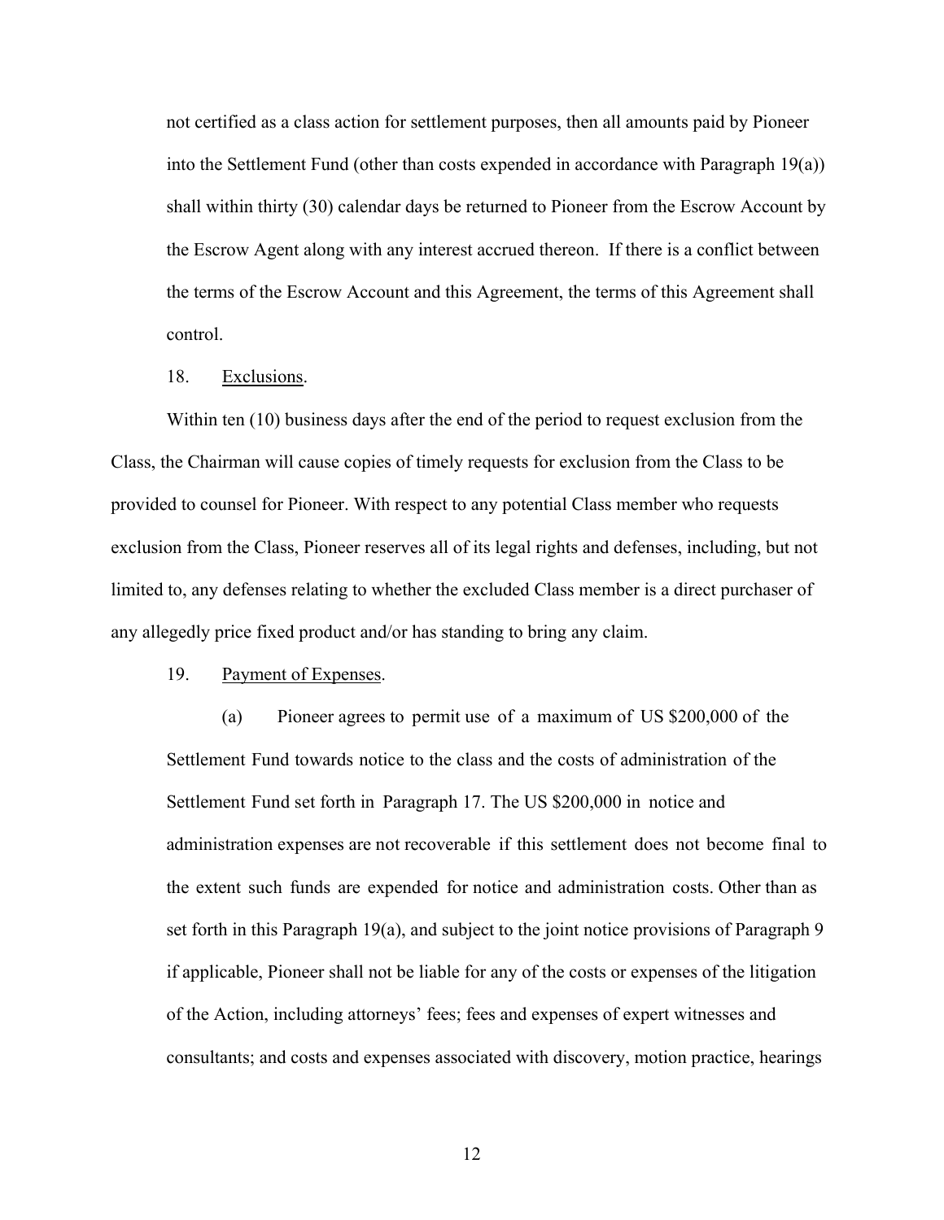not certified as a class action for settlement purposes, then all amounts paid by Pioneer into the Settlement Fund (other than costs expended in accordance with Paragraph 19(a)) shall within thirty (30) calendar days be returned to Pioneer from the Escrow Account by the Escrow Agent along with any interest accrued thereon. If there is a conflict between the terms of the Escrow Account and this Agreement, the terms of this Agreement shall control.

18. Exclusions.

Within ten (10) business days after the end of the period to request exclusion from the Class, the Chairman will cause copies of timely requests for exclusion from the Class to be provided to counsel for Pioneer. With respect to any potential Class member who requests exclusion from the Class, Pioneer reserves all of its legal rights and defenses, including, but not limited to, any defenses relating to whether the excluded Class member is a direct purchaser of any allegedly price fixed product and/or has standing to bring any claim.

19. Payment of Expenses.

(a) Pioneer agrees to permit use of a maximum of US $200,000 of the Settlement Fund towards notice to the class and the costs of administration of the Settlement Fund set forth in Paragraph 17. The US $200,000 in notice and administration expenses are not recoverable if this settlement does not become final to the extent such funds are expended for notice and administration costs. Other than as set forth in this Paragraph 19(a), and subject to the joint notice provisions of Paragraph 9 if applicable, Pioneer shall not be liable for any of the costs or expenses of the litigation of the Action, including attorneys' fees; fees and expenses of expert witnesses and consultants; and costs and expenses associated with discovery, motion practice, hearings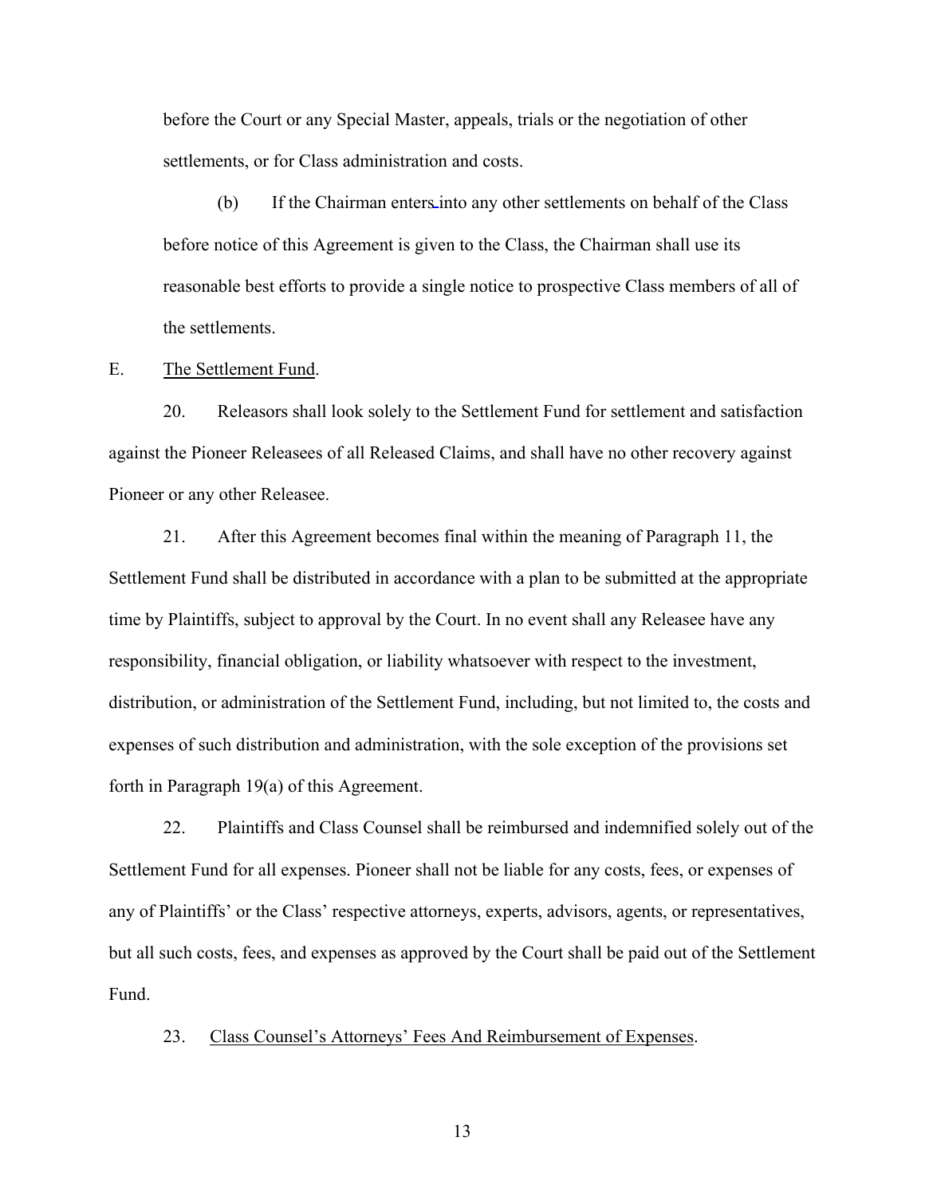before the Court or any Special Master, appeals, trials or the negotiation of other settlements, or for Class administration and costs.

(b) If the Chairman enters into any other settlements on behalf of the Class before notice of this Agreement is given to the Class, the Chairman shall use its reasonable best efforts to provide a single notice to prospective Class members of all of the settlements.

E. The Settlement Fund.

20. Releasors shall look solely to the Settlement Fund for settlement and satisfaction against the Pioneer Releasees of all Released Claims, and shall have no other recovery against Pioneer or any other Releasee.

21. After this Agreement becomes final within the meaning of Paragraph 11, the Settlement Fund shall be distributed in accordance with a plan to be submitted at the appropriate time by Plaintiffs, subject to approval by the Court. In no event shall any Releasee have any responsibility, financial obligation, or liability whatsoever with respect to the investment, distribution, or administration of the Settlement Fund, including, but not limited to, the costs and expenses of such distribution and administration, with the sole exception of the provisions set forth in Paragraph 19(a) of this Agreement.

22. Plaintiffs and Class Counsel shall be reimbursed and indemnified solely out of the Settlement Fund for all expenses. Pioneer shall not be liable for any costs, fees, or expenses of any of Plaintiffs' or the Class' respective attorneys, experts, advisors, agents, or representatives, but all such costs, fees, and expenses as approved by the Court shall be paid out of the Settlement Fund.

23. Class Counsel's Attorneys' Fees And Reimbursement of Expenses.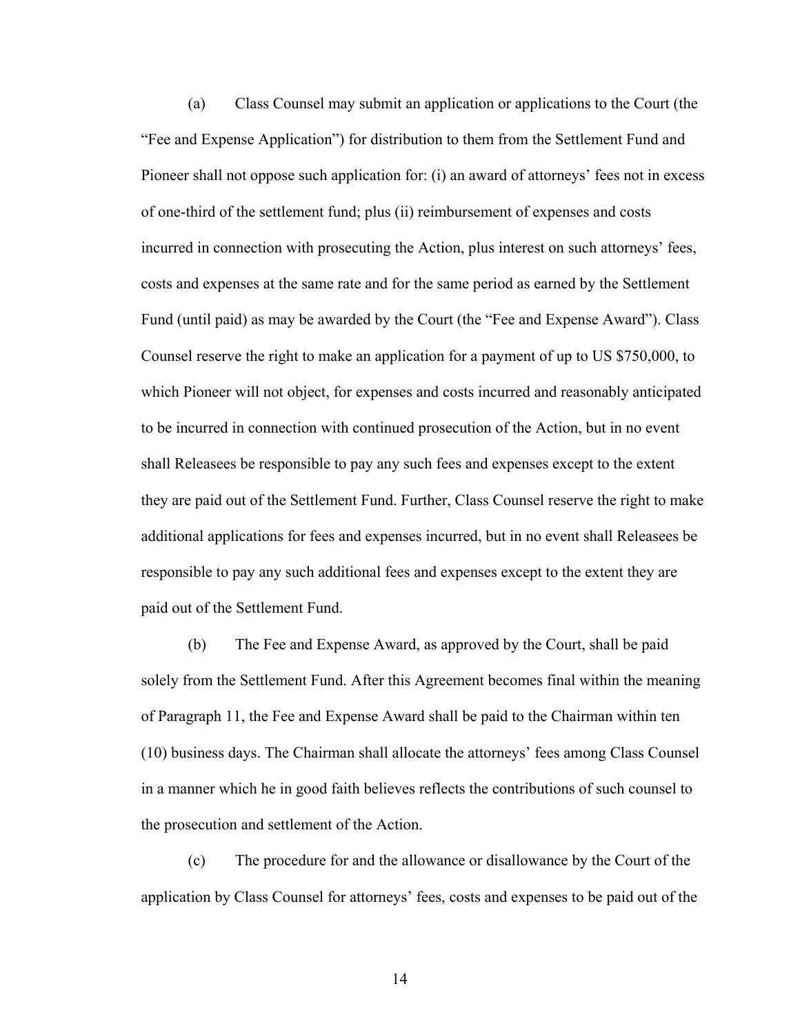(a) Class Counsel may submit an application or applications to the Court (the "Fee and Expense Application") for distribution to them from the Settlement Fund and Pioneer shall not oppose such application for: (i) an award of attorneys' fees not in excess of one-third of the settlement fund; plus (ii) reimbursement of expenses and costs incurred in connection with prosecuting the Action, plus interest on such attorneys' fees, costs and expenses at the same rate and for the same period as earned by the Settlement Fund (until paid) as may be awarded by the Court (the "Fee and Expense Award"). Class Counsel reserve the right to make an application for a payment of up to US $750,000, to which Pioneer will not object, for expenses and costs incurred and reasonably anticipated to be incurred in connection with continued prosecution of the Action, but in no event shall Releasees be responsible to pay any such fees and expenses except to the extent they are paid out of the Settlement Fund. Further, Class Counsel reserve the right to make additional applications for fees and expenses incurred, but in no event shall Releasees be responsible to pay any such additional fees and expenses except to the extent they are paid out of the Settlement Fund.

(b) The Fee and Expense Award, as approved by the Court, shall be paid solely from the Settlement Fund. After this Agreement becomes final within the meaning of Paragraph 11, the Fee and Expense Award shall be paid to the Chairman within ten (10) business days. The Chairman shall allocate the attorneys' fees among Class Counsel in a manner which he in good faith believes reflects the contributions of such counsel to the prosecution and settlement of the Action.

(c) The procedure for and the allowance or disallowance by the Court of the application by Class Counsel for attorneys' fees, costs and expenses to be paid out of the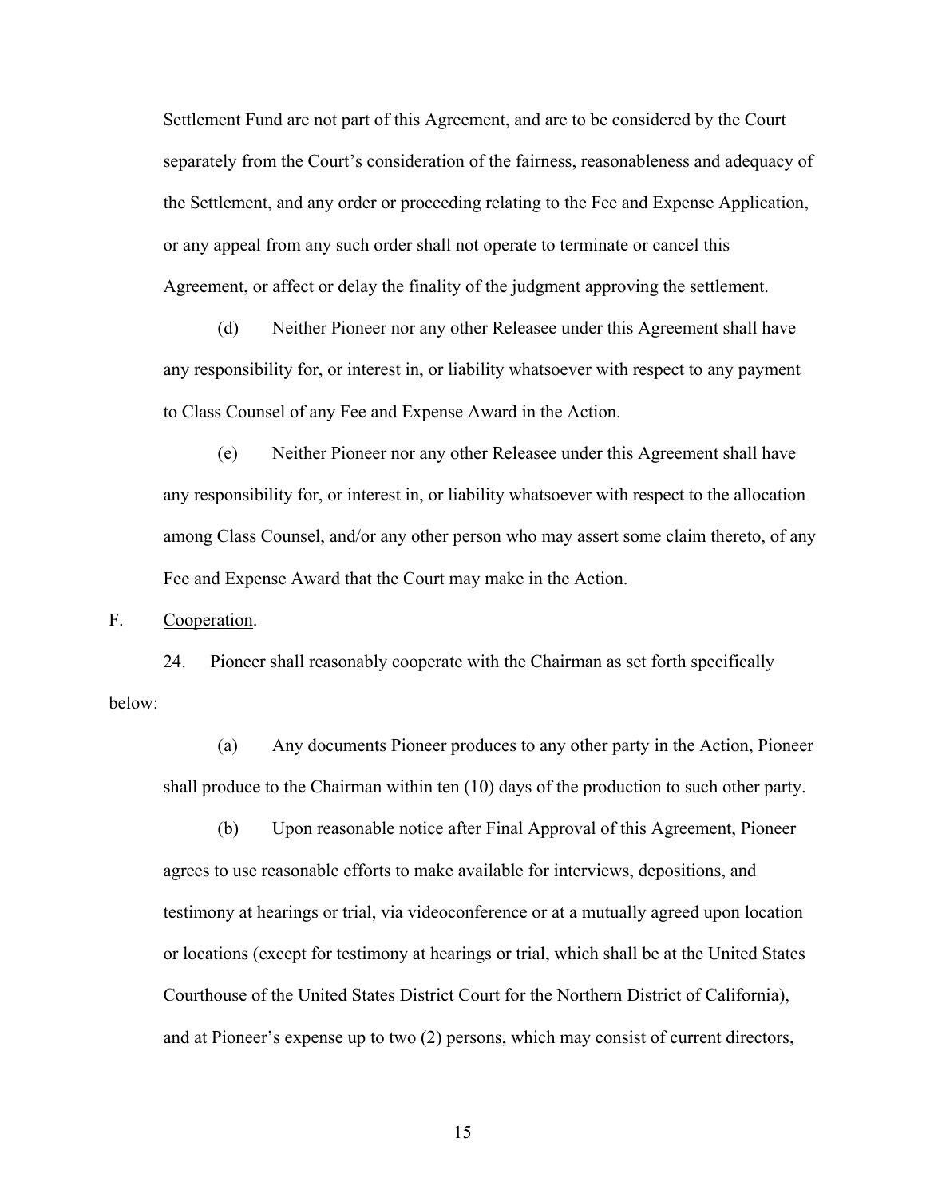Settlement Fund are not part of this Agreement, and are to be considered by the Court separately from the Court's consideration of the fairness, reasonableness and adequacy of the Settlement, and any order or proceeding relating to the Fee and Expense Application, or any appeal from any such order shall not operate to terminate or cancel this Agreement, or affect or delay the finality of the judgment approving the settlement.

(d) Neither Pioneer nor any other Releasee under this Agreement shall have any responsibility for, or interest in, or liability whatsoever with respect to any payment to Class Counsel of any Fee and Expense Award in the Action.

(e) Neither Pioneer nor any other Releasee under this Agreement shall have any responsibility for, or interest in, or liability whatsoever with respect to the allocation among Class Counsel, and/or any other person who may assert some claim thereto, of any Fee and Expense Award that the Court may make in the Action.

F. <u>Cooperation</u>.

24. Pioneer shall reasonably cooperate with the Chairman as set forth specifically below:

(a) Any documents Pioneer produces to any other party in the Action, Pioneer shall produce to the Chairman within ten (10) days of the production to such other party.

(b) Upon reasonable notice after Final Approval of this Agreement, Pioneer agrees to use reasonable efforts to make available for interviews, depositions, and testimony at hearings or trial, via videoconference or at a mutually agreed upon location or locations (except for testimony at hearings or trial, which shall be at the United States Courthouse of the United States District Court for the Northern District of California), and at Pioneer's expense up to two (2) persons, which may consist of current directors,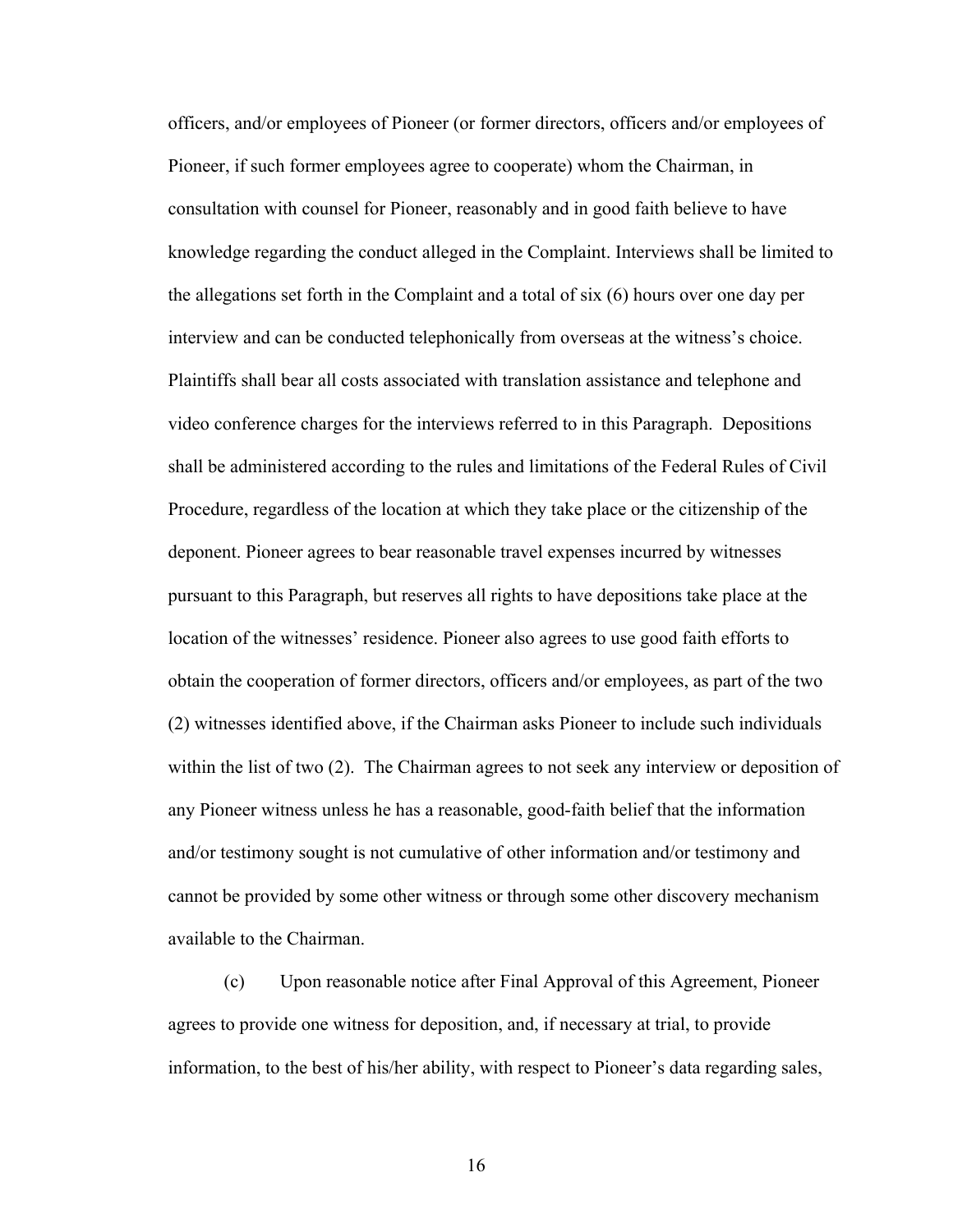officers, and/or employees of Pioneer (or former directors, officers and/or employees of Pioneer, if such former employees agree to cooperate) whom the Chairman, in consultation with counsel for Pioneer, reasonably and in good faith believe to have knowledge regarding the conduct alleged in the Complaint. Interviews shall be limited to the allegations set forth in the Complaint and a total of six (6) hours over one day per interview and can be conducted telephonically from overseas at the witness's choice. Plaintiffs shall bear all costs associated with translation assistance and telephone and video conference charges for the interviews referred to in this Paragraph. Depositions shall be administered according to the rules and limitations of the Federal Rules of Civil Procedure, regardless of the location at which they take place or the citizenship of the deponent. Pioneer agrees to bear reasonable travel expenses incurred by witnesses pursuant to this Paragraph, but reserves all rights to have depositions take place at the location of the witnesses' residence. Pioneer also agrees to use good faith efforts to obtain the cooperation of former directors, officers and/or employees, as part of the two (2) witnesses identified above, if the Chairman asks Pioneer to include such individuals within the list of two (2). The Chairman agrees to not seek any interview or deposition of any Pioneer witness unless he has a reasonable, good-faith belief that the information and/or testimony sought is not cumulative of other information and/or testimony and cannot be provided by some other witness or through some other discovery mechanism available to the Chairman.

(c) Upon reasonable notice after Final Approval of this Agreement, Pioneer agrees to provide one witness for deposition, and, if necessary at trial, to provide information, to the best of his/her ability, with respect to Pioneer's data regarding sales,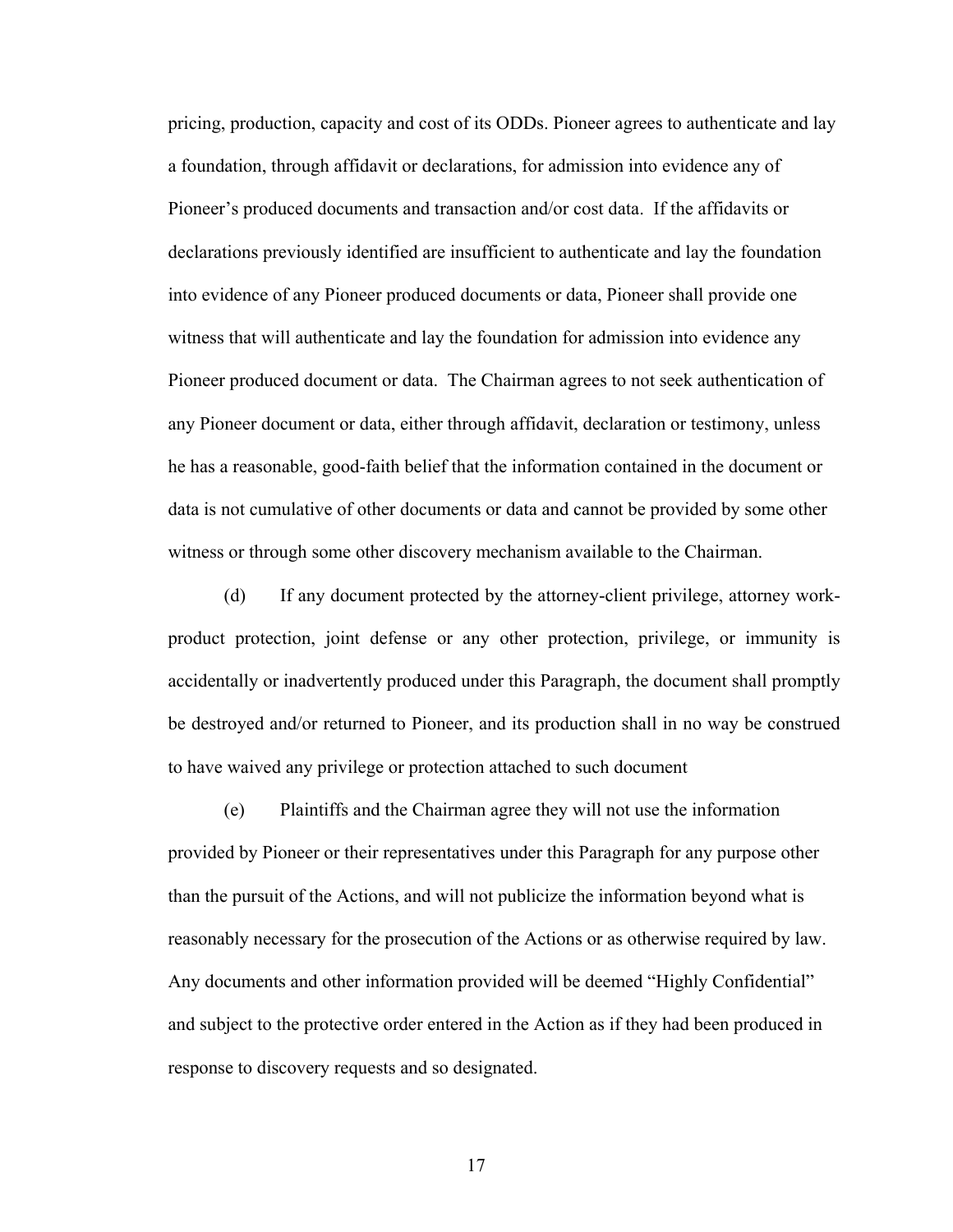pricing, production, capacity and cost of its ODDs. Pioneer agrees to authenticate and lay a foundation, through affidavit or declarations, for admission into evidence any of Pioneer's produced documents and transaction and/or cost data. If the affidavits or declarations previously identified are insufficient to authenticate and lay the foundation into evidence of any Pioneer produced documents or data, Pioneer shall provide one witness that will authenticate and lay the foundation for admission into evidence any Pioneer produced document or data. The Chairman agrees to not seek authentication of any Pioneer document or data, either through affidavit, declaration or testimony, unless he has a reasonable, good-faith belief that the information contained in the document or data is not cumulative of other documents or data and cannot be provided by some other witness or through some other discovery mechanism available to the Chairman.

(d) If any document protected by the attorney-client privilege, attorney work-product protection, joint defense or any other protection, privilege, or immunity is accidentally or inadvertently produced under this Paragraph, the document shall promptly be destroyed and/or returned to Pioneer, and its production shall in no way be construed to have waived any privilege or protection attached to such document

(e) Plaintiffs and the Chairman agree they will not use the information provided by Pioneer or their representatives under this Paragraph for any purpose other than the pursuit of the Actions, and will not publicize the information beyond what is reasonably necessary for the prosecution of the Actions or as otherwise required by law. Any documents and other information provided will be deemed "Highly Confidential" and subject to the protective order entered in the Action as if they had been produced in response to discovery requests and so designated.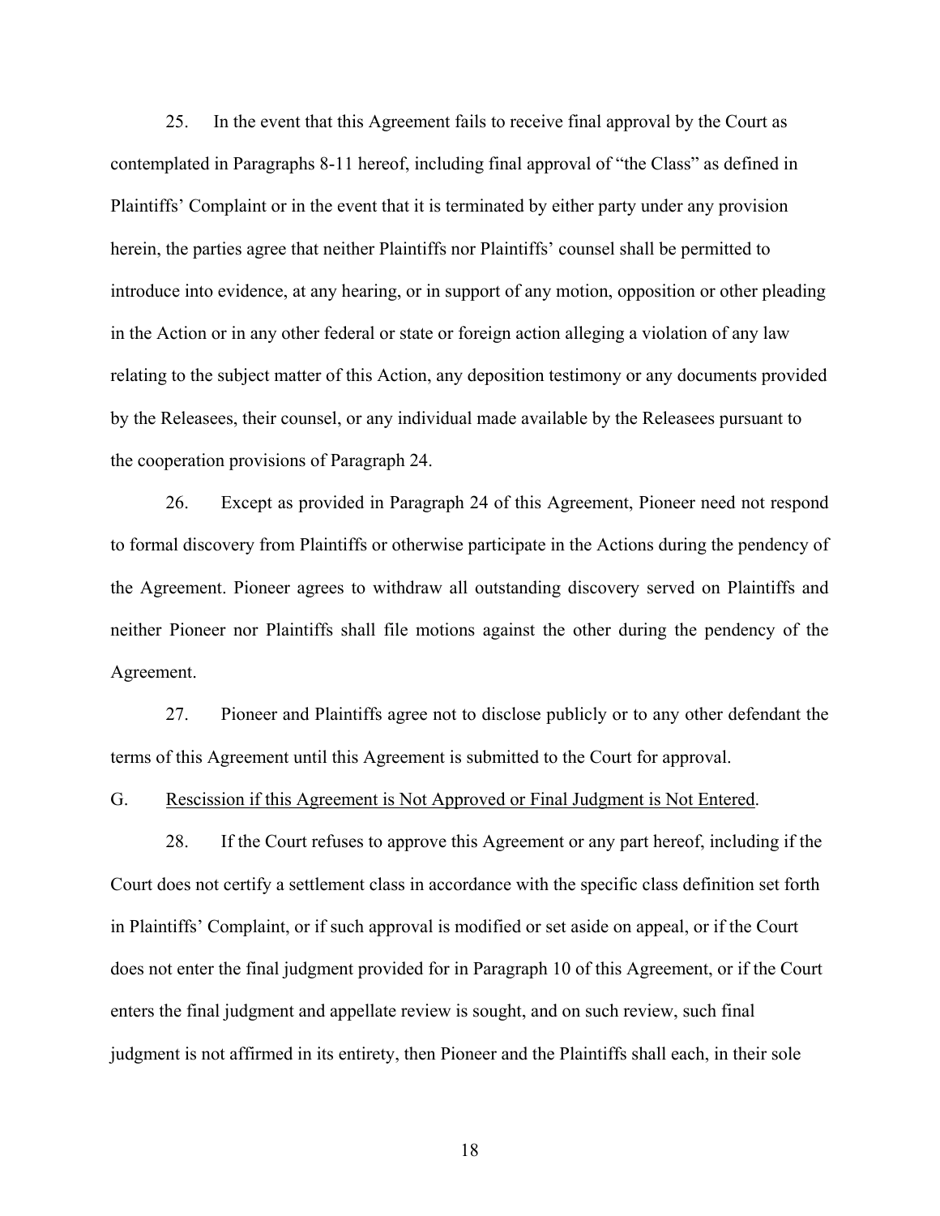25. In the event that this Agreement fails to receive final approval by the Court as contemplated in Paragraphs 8-11 hereof, including final approval of "the Class" as defined in Plaintiffs' Complaint or in the event that it is terminated by either party under any provision herein, the parties agree that neither Plaintiffs nor Plaintiffs' counsel shall be permitted to introduce into evidence, at any hearing, or in support of any motion, opposition or other pleading in the Action or in any other federal or state or foreign action alleging a violation of any law relating to the subject matter of this Action, any deposition testimony or any documents provided by the Releasees, their counsel, or any individual made available by the Releasees pursuant to the cooperation provisions of Paragraph 24.

26. Except as provided in Paragraph 24 of this Agreement, Pioneer need not respond to formal discovery from Plaintiffs or otherwise participate in the Actions during the pendency of the Agreement. Pioneer agrees to withdraw all outstanding discovery served on Plaintiffs and neither Pioneer nor Plaintiffs shall file motions against the other during the pendency of the Agreement.

27. Pioneer and Plaintiffs agree not to disclose publicly or to any other defendant the terms of this Agreement until this Agreement is submitted to the Court for approval.

G. Rescission if this Agreement is Not Approved or Final Judgment is Not Entered.

28. If the Court refuses to approve this Agreement or any part hereof, including if the Court does not certify a settlement class in accordance with the specific class definition set forth in Plaintiffs' Complaint, or if such approval is modified or set aside on appeal, or if the Court does not enter the final judgment provided for in Paragraph 10 of this Agreement, or if the Court enters the final judgment and appellate review is sought, and on such review, such final judgment is not affirmed in its entirety, then Pioneer and the Plaintiffs shall each, in their sole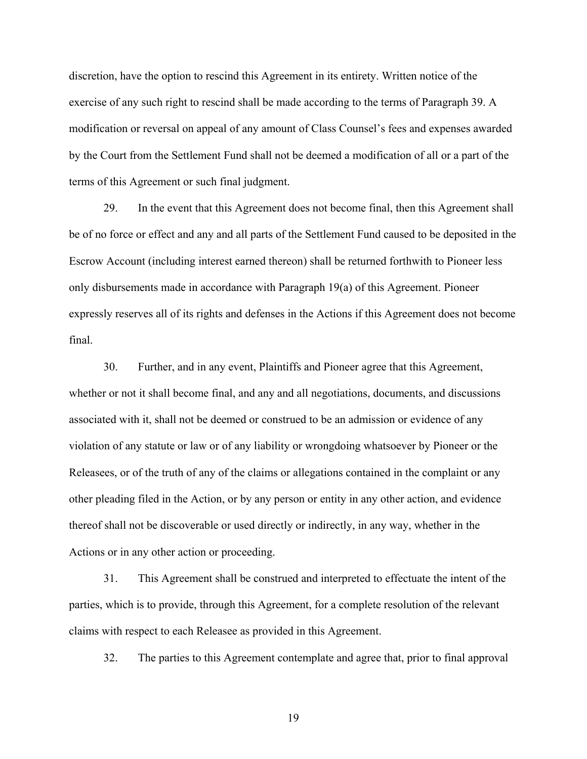discretion, have the option to rescind this Agreement in its entirety. Written notice of the exercise of any such right to rescind shall be made according to the terms of Paragraph 39. A modification or reversal on appeal of any amount of Class Counsel's fees and expenses awarded by the Court from the Settlement Fund shall not be deemed a modification of all or a part of the terms of this Agreement or such final judgment.

29. In the event that this Agreement does not become final, then this Agreement shall be of no force or effect and any and all parts of the Settlement Fund caused to be deposited in the Escrow Account (including interest earned thereon) shall be returned forthwith to Pioneer less only disbursements made in accordance with Paragraph 19(a) of this Agreement. Pioneer expressly reserves all of its rights and defenses in the Actions if this Agreement does not become final.

30. Further, and in any event, Plaintiffs and Pioneer agree that this Agreement, whether or not it shall become final, and any and all negotiations, documents, and discussions associated with it, shall not be deemed or construed to be an admission or evidence of any violation of any statute or law or of any liability or wrongdoing whatsoever by Pioneer or the Releasees, or of the truth of any of the claims or allegations contained in the complaint or any other pleading filed in the Action, or by any person or entity in any other action, and evidence thereof shall not be discoverable or used directly or indirectly, in any way, whether in the Actions or in any other action or proceeding.

31. This Agreement shall be construed and interpreted to effectuate the intent of the parties, which is to provide, through this Agreement, for a complete resolution of the relevant claims with respect to each Releasee as provided in this Agreement.

32. The parties to this Agreement contemplate and agree that, prior to final approval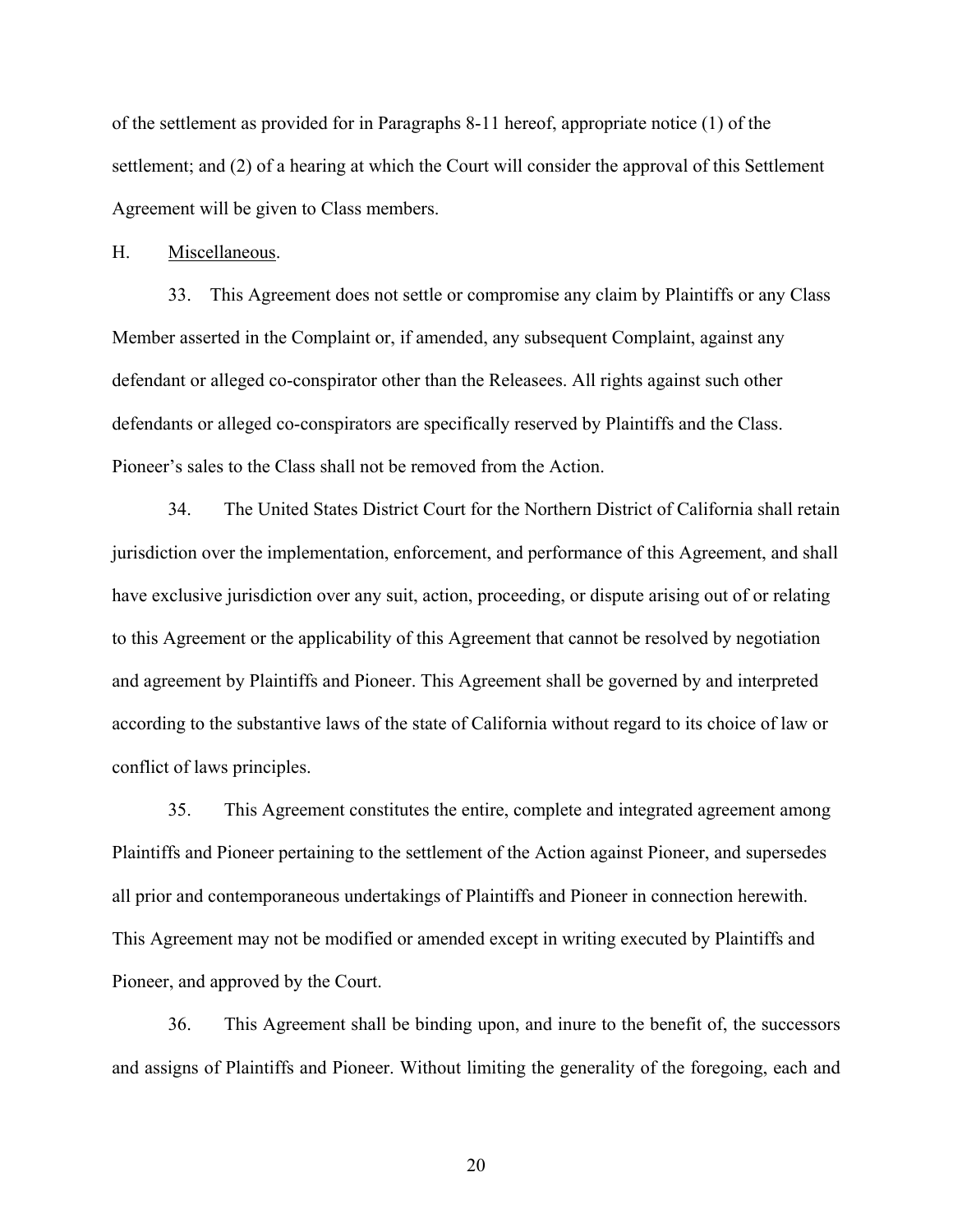of the settlement as provided for in Paragraphs 8-11 hereof, appropriate notice (1) of the settlement; and (2) of a hearing at which the Court will consider the approval of this Settlement Agreement will be given to Class members.

H. Miscellaneous.

33. This Agreement does not settle or compromise any claim by Plaintiffs or any Class Member asserted in the Complaint or, if amended, any subsequent Complaint, against any defendant or alleged co-conspirator other than the Releasees. All rights against such other defendants or alleged co-conspirators are specifically reserved by Plaintiffs and the Class. Pioneer's sales to the Class shall not be removed from the Action.

34. The United States District Court for the Northern District of California shall retain jurisdiction over the implementation, enforcement, and performance of this Agreement, and shall have exclusive jurisdiction over any suit, action, proceeding, or dispute arising out of or relating to this Agreement or the applicability of this Agreement that cannot be resolved by negotiation and agreement by Plaintiffs and Pioneer. This Agreement shall be governed by and interpreted according to the substantive laws of the state of California without regard to its choice of law or conflict of laws principles.

35. This Agreement constitutes the entire, complete and integrated agreement among Plaintiffs and Pioneer pertaining to the settlement of the Action against Pioneer, and supersedes all prior and contemporaneous undertakings of Plaintiffs and Pioneer in connection herewith. This Agreement may not be modified or amended except in writing executed by Plaintiffs and Pioneer, and approved by the Court.

36. This Agreement shall be binding upon, and inure to the benefit of, the successors and assigns of Plaintiffs and Pioneer. Without limiting the generality of the foregoing, each and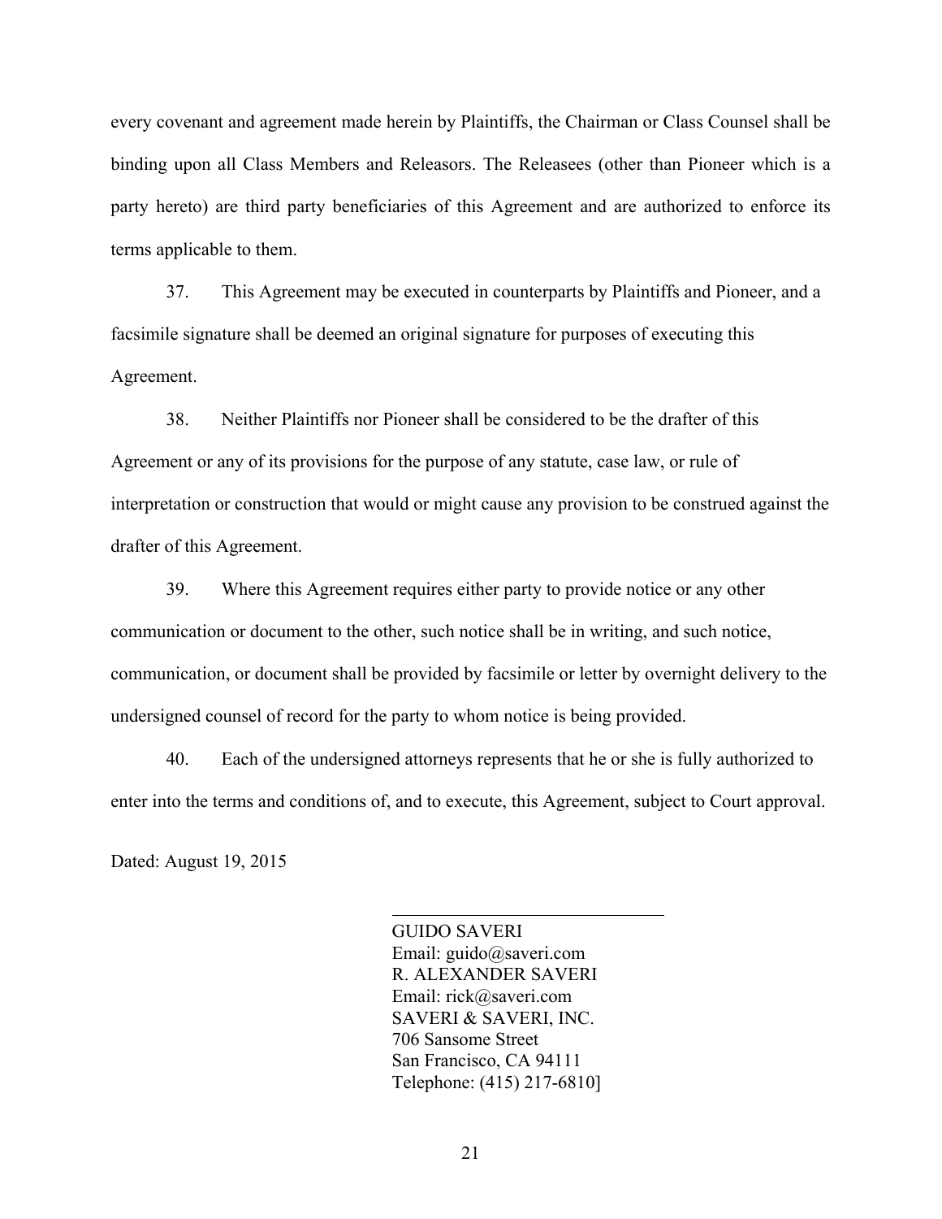every covenant and agreement made herein by Plaintiffs, the Chairman or Class Counsel shall be binding upon all Class Members and Releasors. The Releasees (other than Pioneer which is a party hereto) are third party beneficiaries of this Agreement and are authorized to enforce its terms applicable to them.

37. This Agreement may be executed in counterparts by Plaintiffs and Pioneer, and a facsimile signature shall be deemed an original signature for purposes of executing this Agreement.

38. Neither Plaintiffs nor Pioneer shall be considered to be the drafter of this Agreement or any of its provisions for the purpose of any statute, case law, or rule of interpretation or construction that would or might cause any provision to be construed against the drafter of this Agreement.

39. Where this Agreement requires either party to provide notice or any other communication or document to the other, such notice shall be in writing, and such notice, communication, or document shall be provided by facsimile or letter by overnight delivery to the undersigned counsel of record for the party to whom notice is being provided.

40. Each of the undersigned attorneys represents that he or she is fully authorized to enter into the terms and conditions of, and to execute, this Agreement, subject to Court approval.

Dated: August 19, 2015

\_\_\_\_\_\_\_\_\_\_\_\_\_\_\_\_\_\_\_\_\_\_\_\_\_\_\_\_\_\_

GUIDO SAVERI
Email: guido@saveri.com
R. ALEXANDER SAVERI
Email: rick@saveri.com
SAVERI & SAVERI, INC.
706 Sansome Street
San Francisco, CA 94111
Telephone: (415) 217-6810]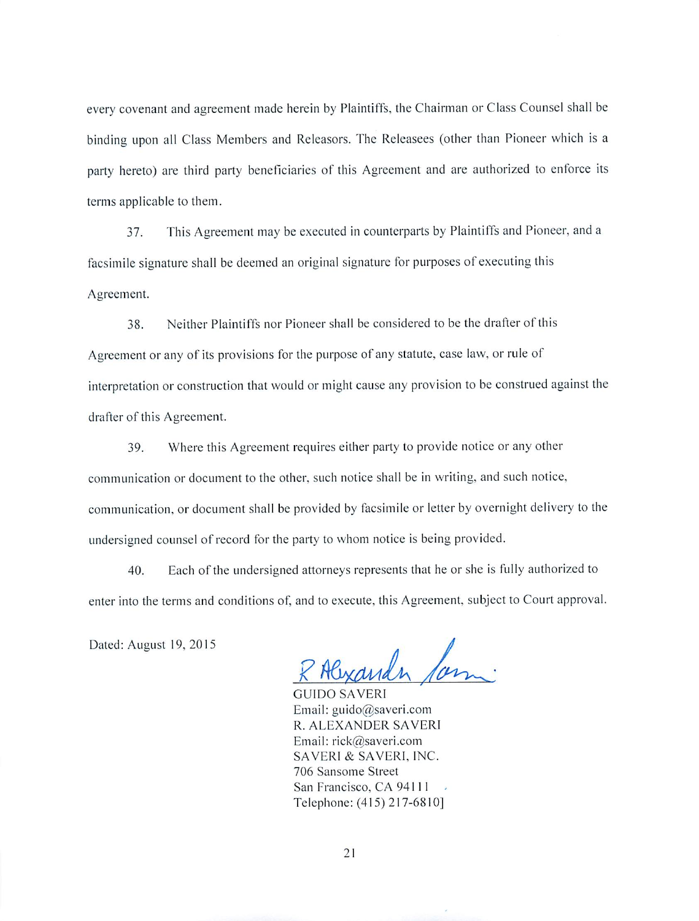every covenant and agreement made herein by Plaintiffs, the Chairman or Class Counsel shall be binding upon all Class Members and Releasors. The Releasees (other than Pioneer which is a party hereto) are third party beneficiaries of this Agreement and are authorized to enforce its terms applicable to them.

37. This Agreement may be executed in counterparts by Plaintiffs and Pioneer, and a facsimile signature shall be deemed an original signature for purposes of executing this Agreement.

38. Neither Plaintiffs nor Pioneer shall be considered to be the drafter of this Agreement or any of its provisions for the purpose of any statute, case law, or rule of interpretation or construction that would or might cause any provision to be construed against the drafter of this Agreement.

39. Where this Agreement requires either party to provide notice or any other communication or document to the other, such notice shall be in writing, and such notice, communication, or document shall be provided by facsimile or letter by overnight delivery to the undersigned counsel of record for the party to whom notice is being provided.

40. Each of the undersigned attorneys represents that he or she is fully authorized to enter into the terms and conditions of, and to execute, this Agreement, subject to Court approval.

Dated: August 19, 2015

R Alexander Saveri

GUIDO SAVERI
Email: guido@saveri.com
R. ALEXANDER SAVERI
Email: rick@saveri.com
SAVERI & SAVERI, INC.
706 Sansome Street
San Francisco, CA 94111
Telephone: (415) 217-6810]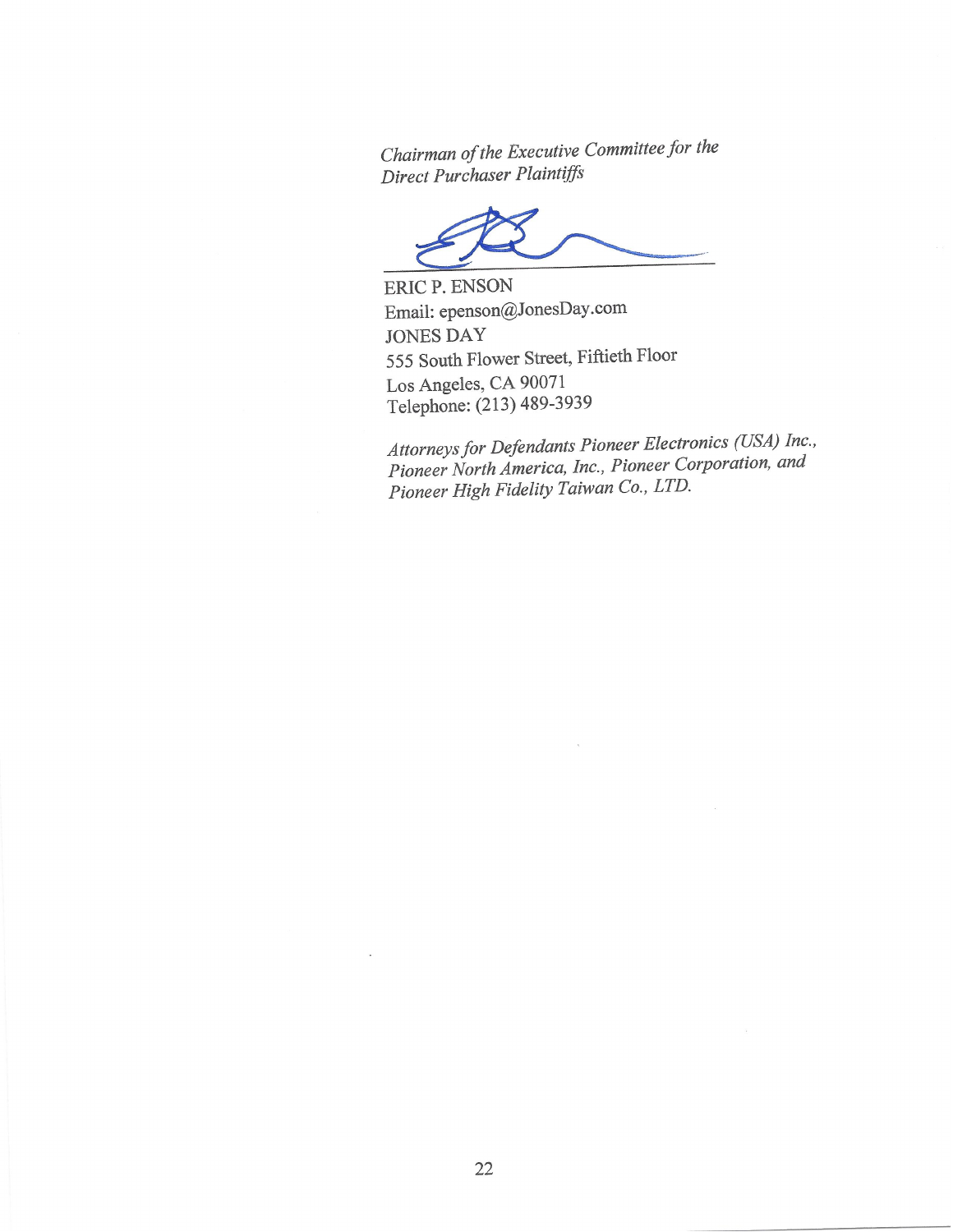*Chairman of the Executive Committee for the Direct Purchaser Plaintiffs*

ERIC P. ENSON
Email: epenson@JonesDay.com
JONES DAY
555 South Flower Street, Fiftieth Floor
Los Angeles, CA 90071
Telephone: (213) 489-3939

*Attorneys for Defendants Pioneer Electronics (USA) Inc., Pioneer North America, Inc., Pioneer Corporation, and Pioneer High Fidelity Taiwan Co., LTD.*